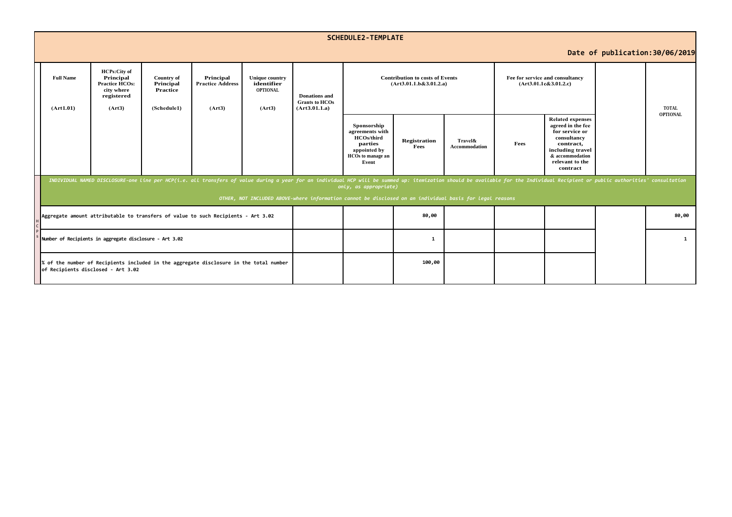# SCHEDULE2-TEMPLATE

**Date of publication:30/06/2019**

| Full Name (Art1.01) | HCPs:City of Principal Practice HCOs: city where registered (Art3) | Country of Principal Practice (Schedule1) | Principal Practice Address (Art3) | Unique country identifier OPTIONAL (Art3) | Donations and Grants to HCOs (Art3.01.1.a) | Contribution to costs of Events (Art3.01.1.b&3.01.2.a) | | | Fee for service and consultancy (Art3.01.1c&3.01.2.c) | | | TOTAL OPTIONAL |
|---|---|---|---|---|---|---|---|---|---|---|---|---|
| | | | | | | Sponsorship agreements with HCOs/third parties appointed by HCOs to manage an Event | Registration Fees | Travel& Accommodation | Fees | Related expenses agreed in the fee for service or consultancy contract, including travel & accommodation relevant to the contract | | |
| *INDIVIDUAL NAMED DISCLOSURE-one line per HCP(i.e. all transfers of value during a year for an individual HCP will be summed up: itemization should be available for the Individual Recipient or public authorities' consultation only, as appropriate)* | | | | | | | | | | | | |
| *OTHER, NOT INCLUDED ABOVE-where information cannot be disclosed on an individual basis for legal reasons* | | | | | | | | | | | | |
| HCPs: Aggregate amount attributable to transfers of value to such Recipients - Art 3.02 | | | | | | | 80,00 | | | | | 80,00 |
| Number of Recipients in aggregate disclosure - Art 3.02 | | | | | | | 1 | | | | | 1 |
| % of the number of Recipients included in the aggregate disclosure in the total number of Recipients disclosed - Art 3.02 | | | | | | | 100,00 | | | | | |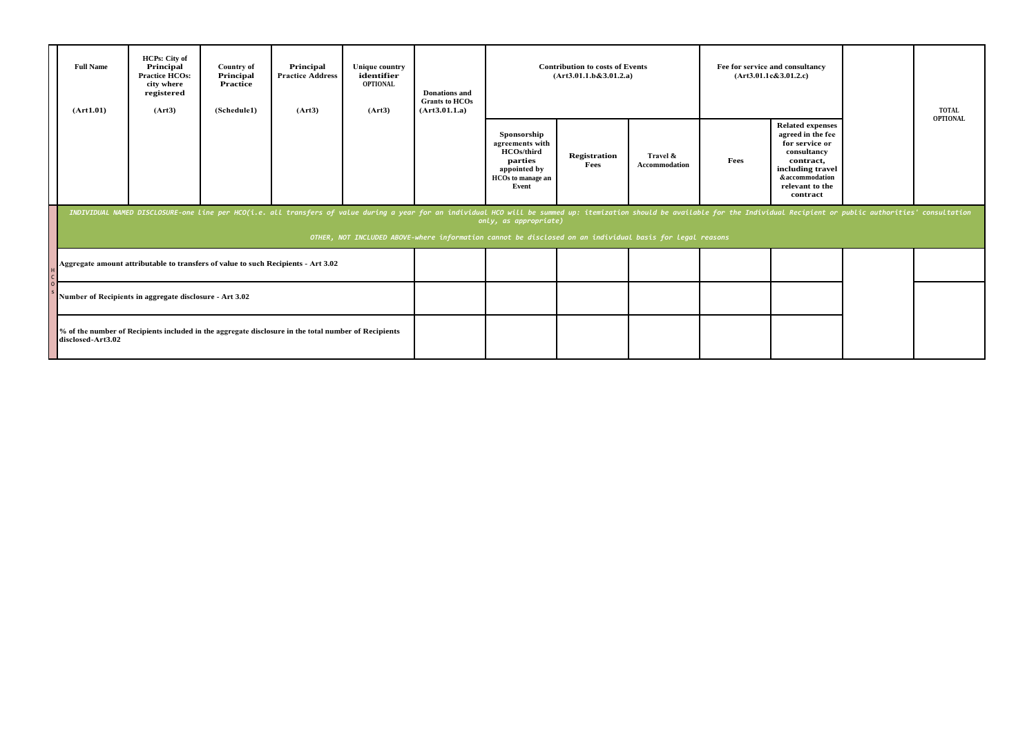| Full Name (Art1.01) | HCPs: City of Principal Practice HCOs: city where registered (Art3) | Country of Principal Practice (Schedule1) | Principal Practice Address (Art3) | Unique country identifier OPTIONAL (Art3) | Donations and Grants to HCOs (Art3.01.1.a) | Contribution to costs of Events (Art3.01.1.b&3.01.2.a) | | | Fee for service and consultancy (Art3.01.1c&3.01.2.c) | | | TOTAL OPTIONAL |
|---|---|---|---|---|---|---|---|---|---|---|---|---|
| | | | | | | Sponsorship agreements with HCOs/third parties appointed by HCOs to manage an Event | Registration Fees | Travel & Accommodation | Fees | Related expenses agreed in the fee for service or consultancy contract, including travel &accommodation relevant to the contract | | |
| *INDIVIDUAL NAMED DISCLOSURE-one line per HCO(i.e. all transfers of value during a year for an individual HCO will be summed up: itemization should be available for the Individual Recipient or public authorities' consultation only, as appropriate)* | | | | | | | | | | | | |
| *OTHER, NOT INCLUDED ABOVE-where information cannot be disclosed on an individual basis for legal reasons* | | | | | | | | | | | | |
| HCOs: Aggregate amount attributable to transfers of value to such Recipients - Art 3.02 | | | | | | | | | | | | |
| Number of Recipients in aggregate disclosure - Art 3.02 | | | | | | | | | | | | |
| % of the number of Recipients included in the aggregate disclosure in the total number of Recipients disclosed-Art3.02 | | | | | | | | | | | | |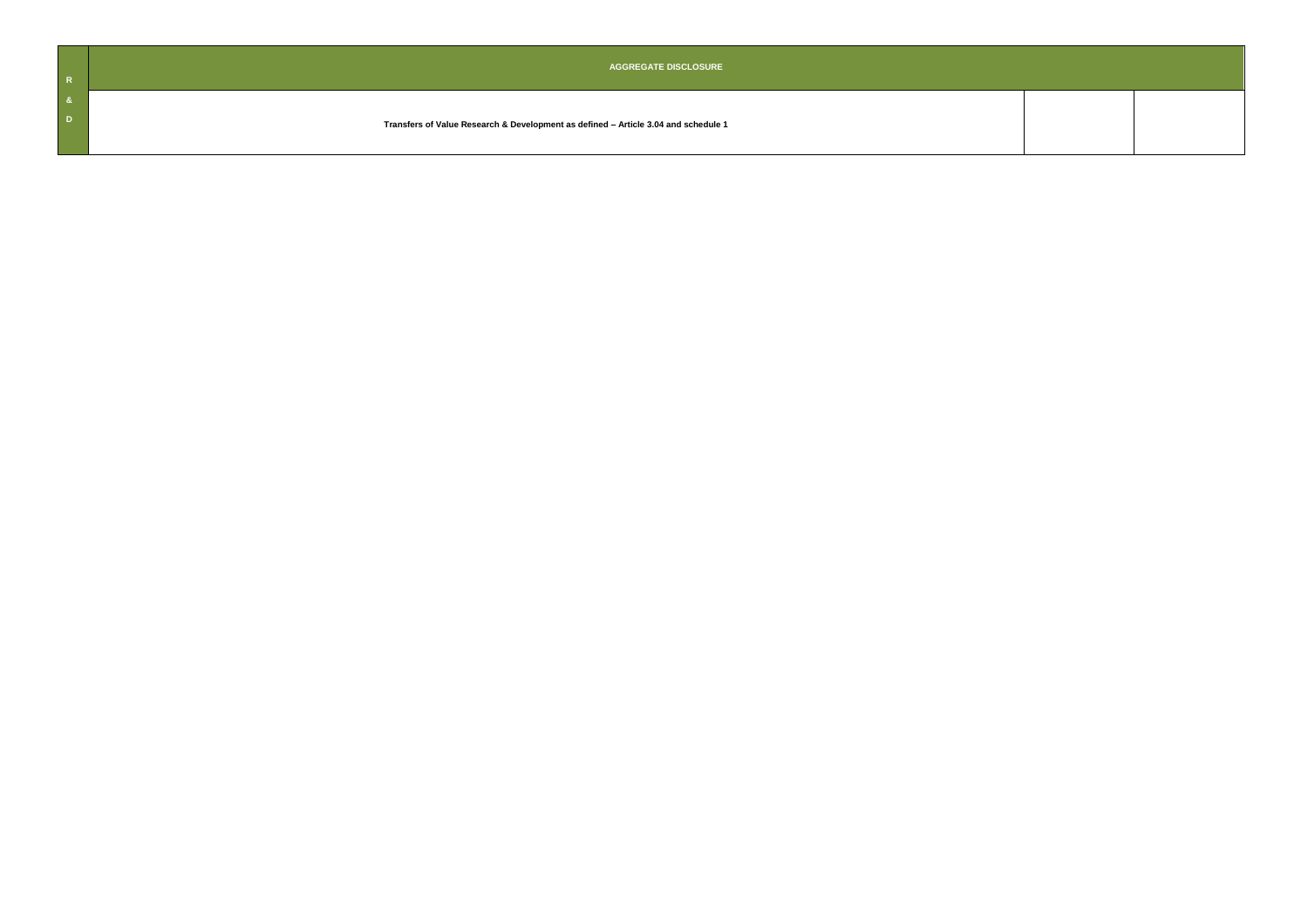| R & D | AGGREGATE DISCLOSURE | | |
|---|---|---|---|
| | Transfers of Value Research & Development as defined – Article 3.04 and schedule 1 | | |